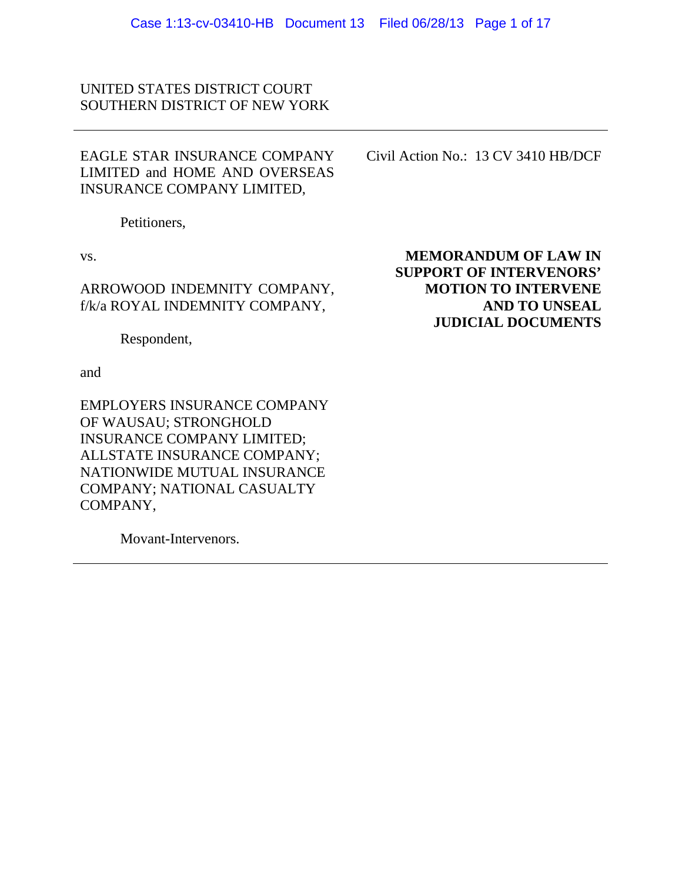UNITED STATES DISTRICT COURT
SOUTHERN DISTRICT OF NEW YORK

---

EAGLE STAR INSURANCE COMPANY LIMITED and HOME AND OVERSEAS INSURANCE COMPANY LIMITED,

Petitioners,

vs.

ARROWOOD INDEMNITY COMPANY, f/k/a ROYAL INDEMNITY COMPANY,

Respondent,

and

EMPLOYERS INSURANCE COMPANY OF WAUSAU; STRONGHOLD INSURANCE COMPANY LIMITED; ALLSTATE INSURANCE COMPANY; NATIONWIDE MUTUAL INSURANCE COMPANY; NATIONAL CASUALTY COMPANY,

Movant-Intervenors.

Civil Action No.: 13 CV 3410 HB/DCF

**MEMORANDUM OF LAW IN SUPPORT OF INTERVENORS' MOTION TO INTERVENE AND TO UNSEAL JUDICIAL DOCUMENTS**

---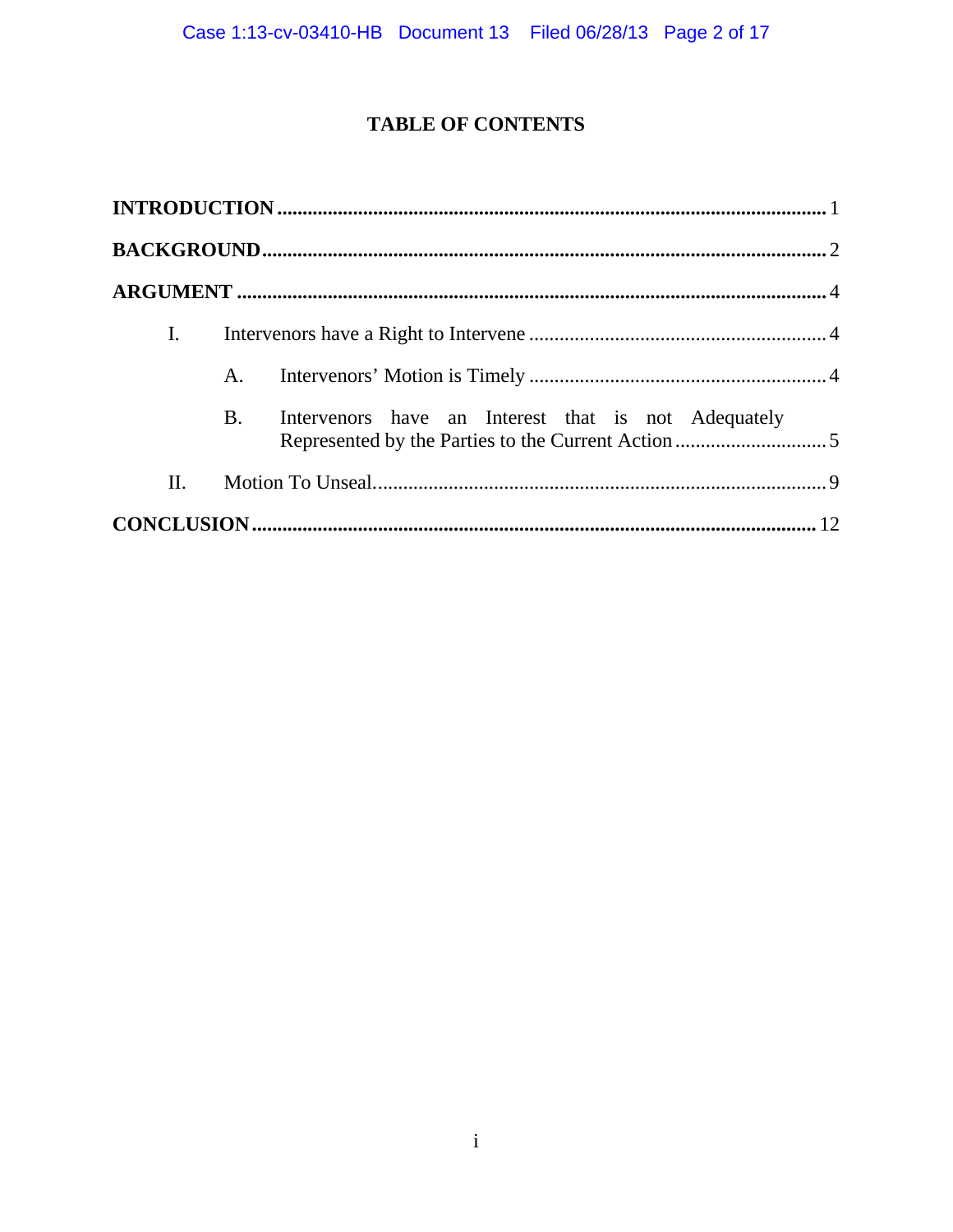# TABLE OF CONTENTS

**INTRODUCTION** ........................................................................................................ 1

**BACKGROUND** .......................................................................................................... 2

**ARGUMENT** ............................................................................................................... 4

I. Intervenors have a Right to Intervene ........................................................ 4

A. Intervenors' Motion is Timely ............................................................ 4

B. Intervenors have an Interest that is not Adequately Represented by the Parties to the Current Action ............................ 5

II. Motion To Unseal.......................................................................................... 9

**CONCLUSION** ............................................................................................................ 12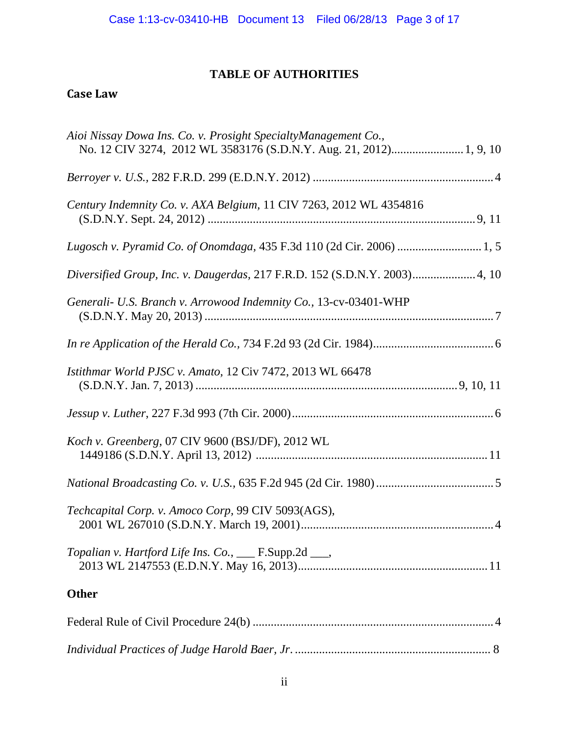# TABLE OF AUTHORITIES

## Case Law

*Aioi Nissay Dowa Ins. Co. v. Prosight SpecialtyManagement Co.*, No. 12 CIV 3274, 2012 WL 3583176 (S.D.N.Y. Aug. 21, 2012)........................ 1, 9, 10

*Berroyer v. U.S.*, 282 F.R.D. 299 (E.D.N.Y. 2012) ........................................................... 4

*Century Indemnity Co. v. AXA Belgium*, 11 CIV 7263, 2012 WL 4354816 (S.D.N.Y. Sept. 24, 2012) ........................................................................................ 9, 11

*Lugosch v. Pyramid Co. of Onomdaga*, 435 F.3d 110 (2d Cir. 2006) ............................ 1, 5

*Diversified Group, Inc. v. Daugerdas*, 217 F.R.D. 152 (S.D.N.Y. 2003)..................... 4, 10

*Generali- U.S. Branch v. Arrowood Indemnity Co.*, 13-cv-03401-WHP (S.D.N.Y. May 20, 2013) ................................................................................................ 7

*In re Application of the Herald Co.*, 734 F.2d 93 (2d Cir. 1984)........................................ 6

*Istithmar World PJSC v. Amato*, 12 Civ 7472, 2013 WL 66478 (S.D.N.Y. Jan. 7, 2013) ...................................................................................... 9, 10, 11

*Jessup v. Luther*, 227 F.3d 993 (7th Cir. 2000).................................................................. 6

*Koch v. Greenberg*, 07 CIV 9600 (BSJ/DF), 2012 WL 1449186 (S.D.N.Y. April 13, 2012) ............................................................................ 11

*National Broadcasting Co. v. U.S.*, 635 F.2d 945 (2d Cir. 1980) ....................................... 5

*Techcapital Corp. v. Amoco Corp*, 99 CIV 5093(AGS), 2001 WL 267010 (S.D.N.Y. March 19, 2001)................................................................ 4

*Topalian v. Hartford Life Ins. Co.*, ___ F.Supp.2d ___, 2013 WL 2147553 (E.D.N.Y. May 16, 2013).............................................................. 11

## Other

Federal Rule of Civil Procedure 24(b) ................................................................................ 4

*Individual Practices of Judge Harold Baer, Jr*. ................................................................. 8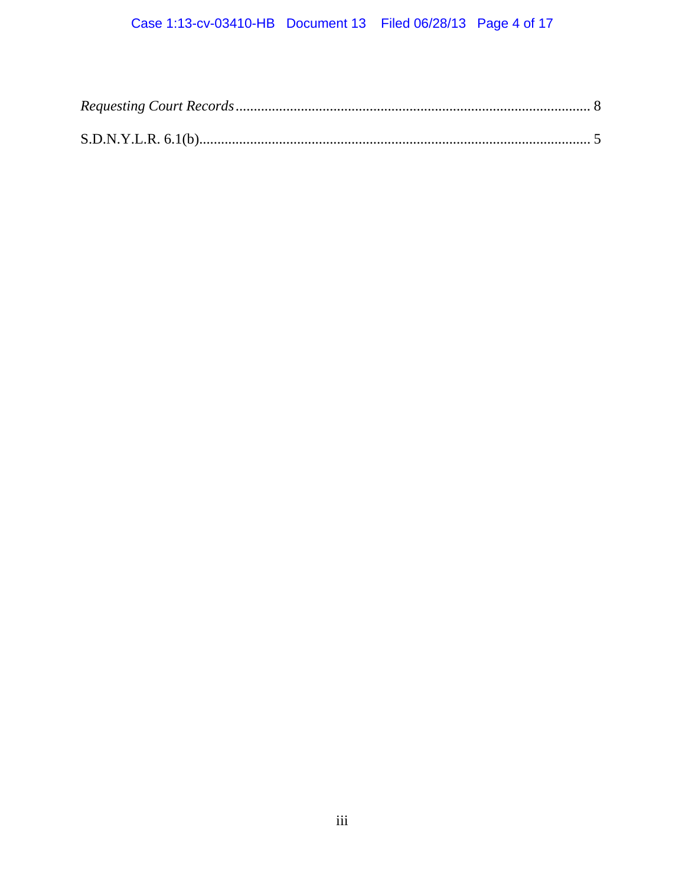*Requesting Court Records* ................................................................................................. 8

S.D.N.Y.L.R. 6.1(b).......................................................................................................... 5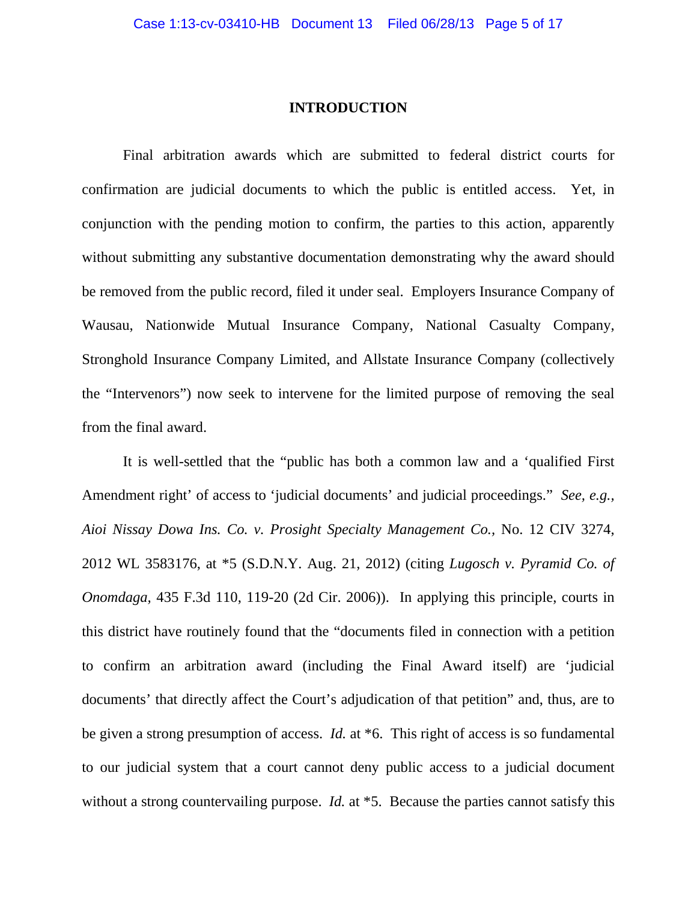## INTRODUCTION

Final arbitration awards which are submitted to federal district courts for confirmation are judicial documents to which the public is entitled access. Yet, in conjunction with the pending motion to confirm, the parties to this action, apparently without submitting any substantive documentation demonstrating why the award should be removed from the public record, filed it under seal. Employers Insurance Company of Wausau, Nationwide Mutual Insurance Company, National Casualty Company, Stronghold Insurance Company Limited, and Allstate Insurance Company (collectively the "Intervenors") now seek to intervene for the limited purpose of removing the seal from the final award.

It is well-settled that the "public has both a common law and a 'qualified First Amendment right' of access to 'judicial documents' and judicial proceedings." *See, e.g., Aioi Nissay Dowa Ins. Co. v. Prosight Specialty Management Co.*, No. 12 CIV 3274, 2012 WL 3583176, at *5 (S.D.N.Y. Aug. 21, 2012) (citing *Lugosch v. Pyramid Co. of Onomdaga*, 435 F.3d 110, 119-20 (2d Cir. 2006)). In applying this principle, courts in this district have routinely found that the "documents filed in connection with a petition to confirm an arbitration award (including the Final Award itself) are 'judicial documents' that directly affect the Court's adjudication of that petition" and, thus, are to be given a strong presumption of access. *Id.* at *6. This right of access is so fundamental to our judicial system that a court cannot deny public access to a judicial document without a strong countervailing purpose. *Id.* at *5. Because the parties cannot satisfy this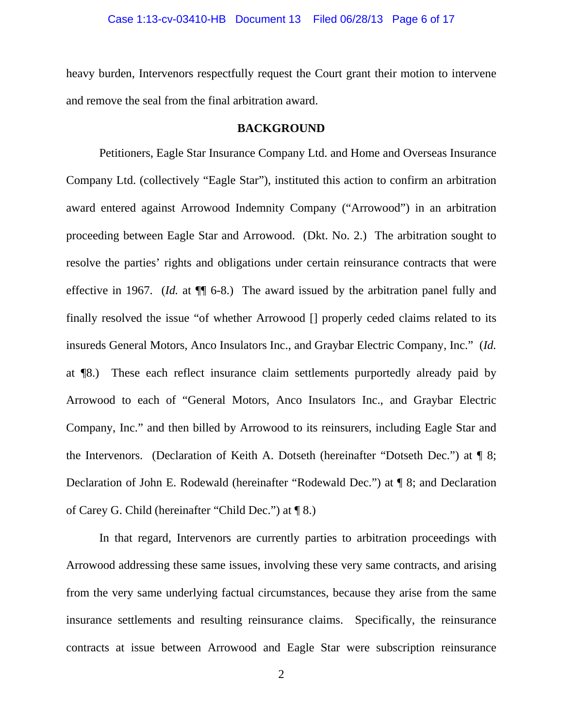heavy burden, Intervenors respectfully request the Court grant their motion to intervene and remove the seal from the final arbitration award.

## BACKGROUND

Petitioners, Eagle Star Insurance Company Ltd. and Home and Overseas Insurance Company Ltd. (collectively "Eagle Star"), instituted this action to confirm an arbitration award entered against Arrowood Indemnity Company ("Arrowood") in an arbitration proceeding between Eagle Star and Arrowood. (Dkt. No. 2.) The arbitration sought to resolve the parties' rights and obligations under certain reinsurance contracts that were effective in 1967. (*Id.* at ¶¶ 6-8.) The award issued by the arbitration panel fully and finally resolved the issue "of whether Arrowood [] properly ceded claims related to its insureds General Motors, Anco Insulators Inc., and Graybar Electric Company, Inc." (*Id.* at ¶8.) These each reflect insurance claim settlements purportedly already paid by Arrowood to each of "General Motors, Anco Insulators Inc., and Graybar Electric Company, Inc." and then billed by Arrowood to its reinsurers, including Eagle Star and the Intervenors. (Declaration of Keith A. Dotseth (hereinafter "Dotseth Dec.") at ¶ 8; Declaration of John E. Rodewald (hereinafter "Rodewald Dec.") at ¶ 8; and Declaration of Carey G. Child (hereinafter "Child Dec.") at ¶ 8.)

In that regard, Intervenors are currently parties to arbitration proceedings with Arrowood addressing these same issues, involving these very same contracts, and arising from the very same underlying factual circumstances, because they arise from the same insurance settlements and resulting reinsurance claims. Specifically, the reinsurance contracts at issue between Arrowood and Eagle Star were subscription reinsurance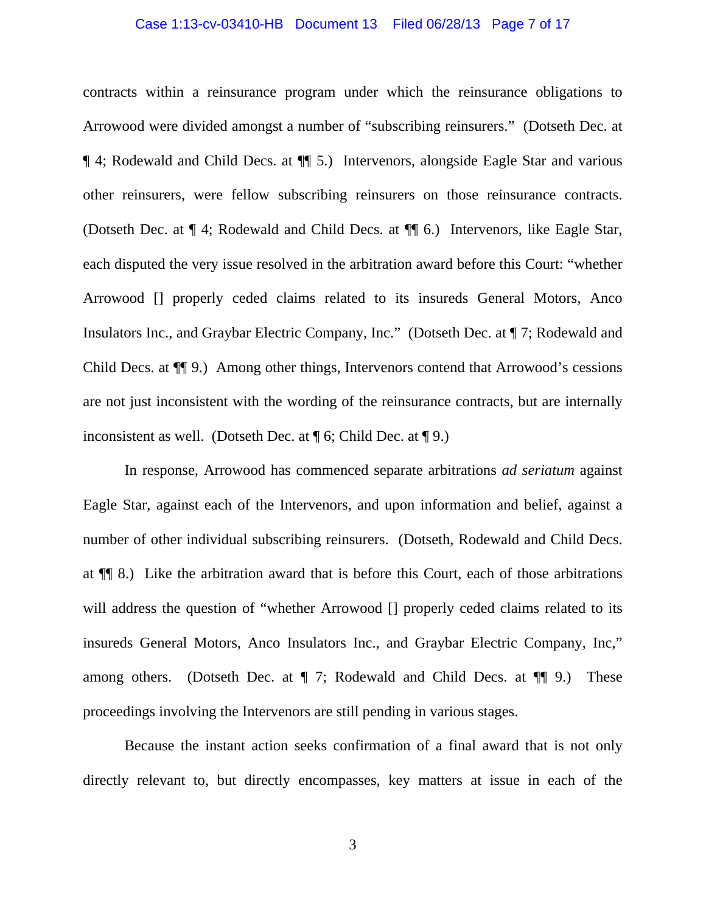contracts within a reinsurance program under which the reinsurance obligations to Arrowood were divided amongst a number of "subscribing reinsurers." (Dotseth Dec. at ¶ 4; Rodewald and Child Decs. at ¶¶ 5.) Intervenors, alongside Eagle Star and various other reinsurers, were fellow subscribing reinsurers on those reinsurance contracts. (Dotseth Dec. at ¶ 4; Rodewald and Child Decs. at ¶¶ 6.) Intervenors, like Eagle Star, each disputed the very issue resolved in the arbitration award before this Court: "whether Arrowood [] properly ceded claims related to its insureds General Motors, Anco Insulators Inc., and Graybar Electric Company, Inc." (Dotseth Dec. at ¶ 7; Rodewald and Child Decs. at ¶¶ 9.) Among other things, Intervenors contend that Arrowood's cessions are not just inconsistent with the wording of the reinsurance contracts, but are internally inconsistent as well. (Dotseth Dec. at ¶ 6; Child Dec. at ¶ 9.)

In response, Arrowood has commenced separate arbitrations *ad seriatum* against Eagle Star, against each of the Intervenors, and upon information and belief, against a number of other individual subscribing reinsurers. (Dotseth, Rodewald and Child Decs. at ¶¶ 8.) Like the arbitration award that is before this Court, each of those arbitrations will address the question of "whether Arrowood [] properly ceded claims related to its insureds General Motors, Anco Insulators Inc., and Graybar Electric Company, Inc," among others. (Dotseth Dec. at ¶ 7; Rodewald and Child Decs. at ¶¶ 9.) These proceedings involving the Intervenors are still pending in various stages.

Because the instant action seeks confirmation of a final award that is not only directly relevant to, but directly encompasses, key matters at issue in each of the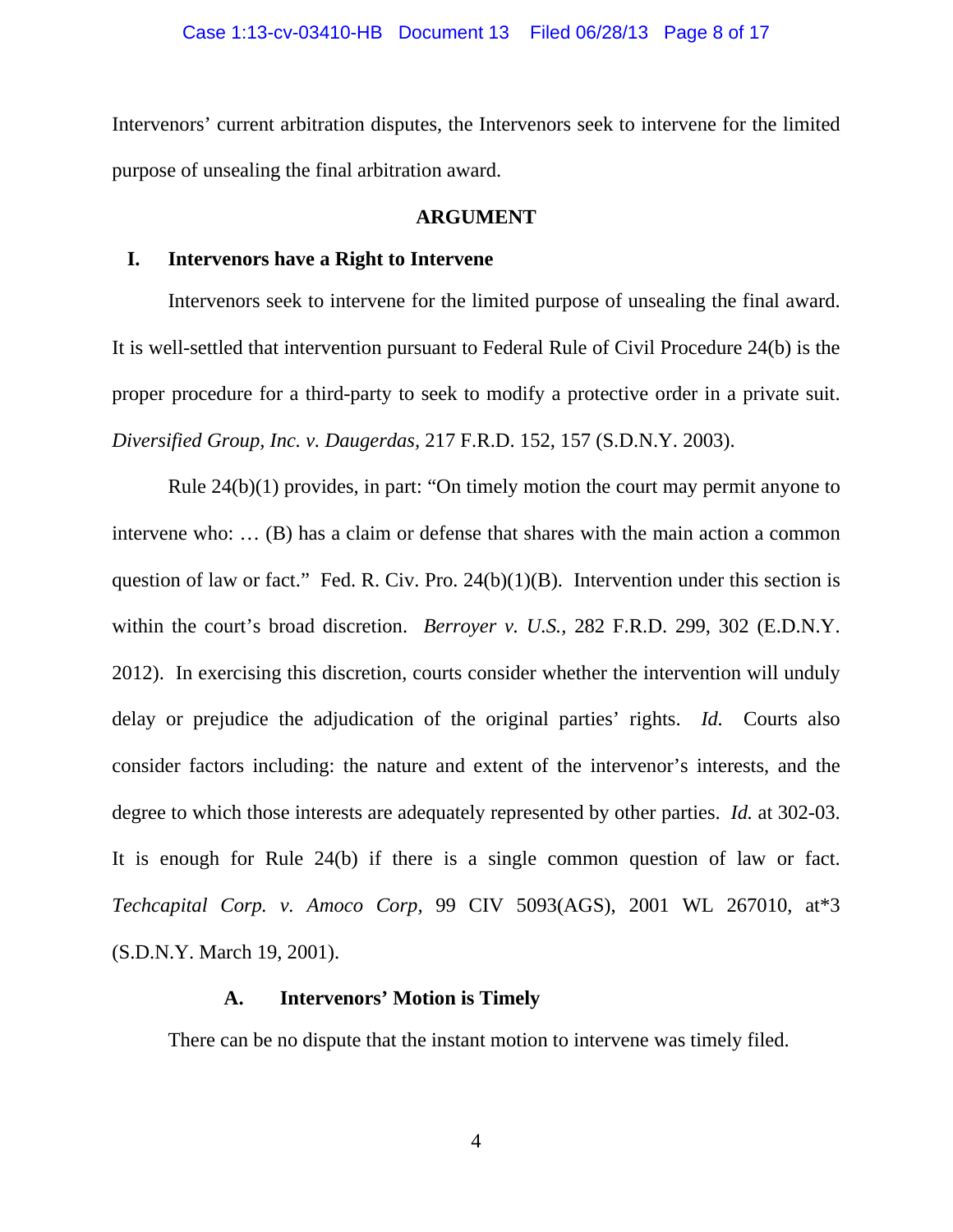Intervenors' current arbitration disputes, the Intervenors seek to intervene for the limited purpose of unsealing the final arbitration award.

## ARGUMENT

### I. Intervenors have a Right to Intervene

Intervenors seek to intervene for the limited purpose of unsealing the final award. It is well-settled that intervention pursuant to Federal Rule of Civil Procedure 24(b) is the proper procedure for a third-party to seek to modify a protective order in a private suit. *Diversified Group, Inc. v. Daugerdas*, 217 F.R.D. 152, 157 (S.D.N.Y. 2003).

Rule 24(b)(1) provides, in part: "On timely motion the court may permit anyone to intervene who: … (B) has a claim or defense that shares with the main action a common question of law or fact." Fed. R. Civ. Pro. 24(b)(1)(B). Intervention under this section is within the court's broad discretion. *Berroyer v. U.S.*, 282 F.R.D. 299, 302 (E.D.N.Y. 2012). In exercising this discretion, courts consider whether the intervention will unduly delay or prejudice the adjudication of the original parties' rights. *Id.* Courts also consider factors including: the nature and extent of the intervenor's interests, and the degree to which those interests are adequately represented by other parties. *Id.* at 302-03. It is enough for Rule 24(b) if there is a single common question of law or fact. *Techcapital Corp. v. Amoco Corp*, 99 CIV 5093(AGS), 2001 WL 267010, at*3 (S.D.N.Y. March 19, 2001).

#### A. Intervenors' Motion is Timely

There can be no dispute that the instant motion to intervene was timely filed.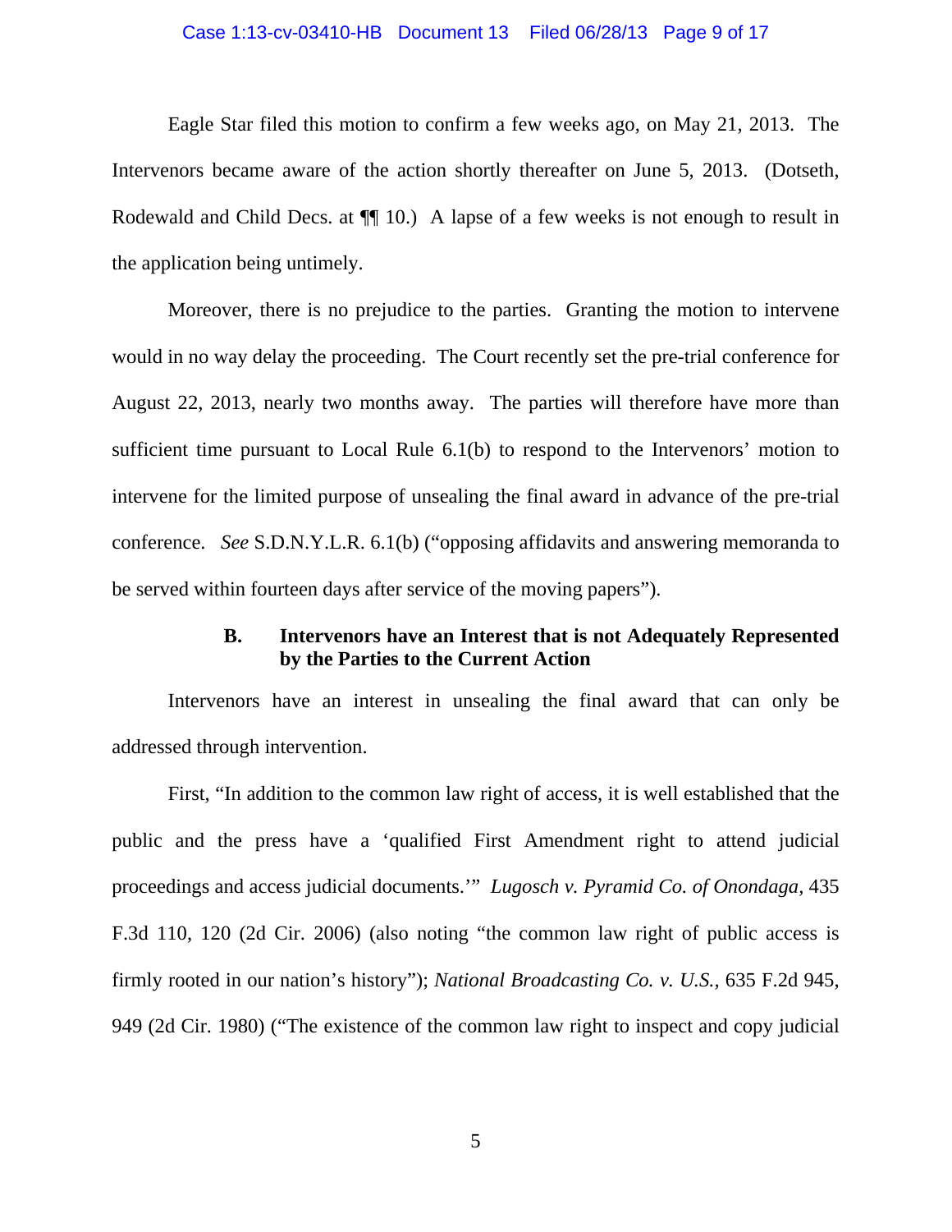Eagle Star filed this motion to confirm a few weeks ago, on May 21, 2013. The Intervenors became aware of the action shortly thereafter on June 5, 2013. (Dotseth, Rodewald and Child Decs. at ¶¶ 10.) A lapse of a few weeks is not enough to result in the application being untimely.

Moreover, there is no prejudice to the parties. Granting the motion to intervene would in no way delay the proceeding. The Court recently set the pre-trial conference for August 22, 2013, nearly two months away. The parties will therefore have more than sufficient time pursuant to Local Rule 6.1(b) to respond to the Intervenors' motion to intervene for the limited purpose of unsealing the final award in advance of the pre-trial conference. *See* S.D.N.Y.L.R. 6.1(b) ("opposing affidavits and answering memoranda to be served within fourteen days after service of the moving papers").

### B. Intervenors have an Interest that is not Adequately Represented by the Parties to the Current Action

Intervenors have an interest in unsealing the final award that can only be addressed through intervention.

First, "In addition to the common law right of access, it is well established that the public and the press have a 'qualified First Amendment right to attend judicial proceedings and access judicial documents.'" *Lugosch v. Pyramid Co. of Onondaga*, 435 F.3d 110, 120 (2d Cir. 2006) (also noting "the common law right of public access is firmly rooted in our nation's history"); *National Broadcasting Co. v. U.S.*, 635 F.2d 945, 949 (2d Cir. 1980) ("The existence of the common law right to inspect and copy judicial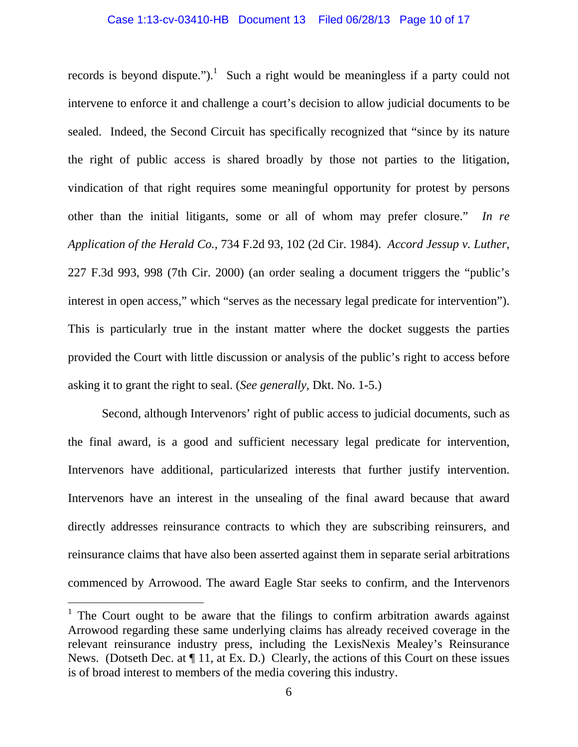records is beyond dispute.").[1] Such a right would be meaningless if a party could not intervene to enforce it and challenge a court's decision to allow judicial documents to be sealed. Indeed, the Second Circuit has specifically recognized that "since by its nature the right of public access is shared broadly by those not parties to the litigation, vindication of that right requires some meaningful opportunity for protest by persons other than the initial litigants, some or all of whom may prefer closure." *In re Application of the Herald Co.*, 734 F.2d 93, 102 (2d Cir. 1984). *Accord Jessup v. Luther*, 227 F.3d 993, 998 (7th Cir. 2000) (an order sealing a document triggers the "public's interest in open access," which "serves as the necessary legal predicate for intervention"). This is particularly true in the instant matter where the docket suggests the parties provided the Court with little discussion or analysis of the public's right to access before asking it to grant the right to seal. (*See generally*, Dkt. No. 1-5.)

Second, although Intervenors' right of public access to judicial documents, such as the final award, is a good and sufficient necessary legal predicate for intervention, Intervenors have additional, particularized interests that further justify intervention. Intervenors have an interest in the unsealing of the final award because that award directly addresses reinsurance contracts to which they are subscribing reinsurers, and reinsurance claims that have also been asserted against them in separate serial arbitrations commenced by Arrowood. The award Eagle Star seeks to confirm, and the Intervenors

[1] The Court ought to be aware that the filings to confirm arbitration awards against Arrowood regarding these same underlying claims has already received coverage in the relevant reinsurance industry press, including the LexisNexis Mealey's Reinsurance News. (Dotseth Dec. at ¶ 11, at Ex. D.) Clearly, the actions of this Court on these issues is of broad interest to members of the media covering this industry.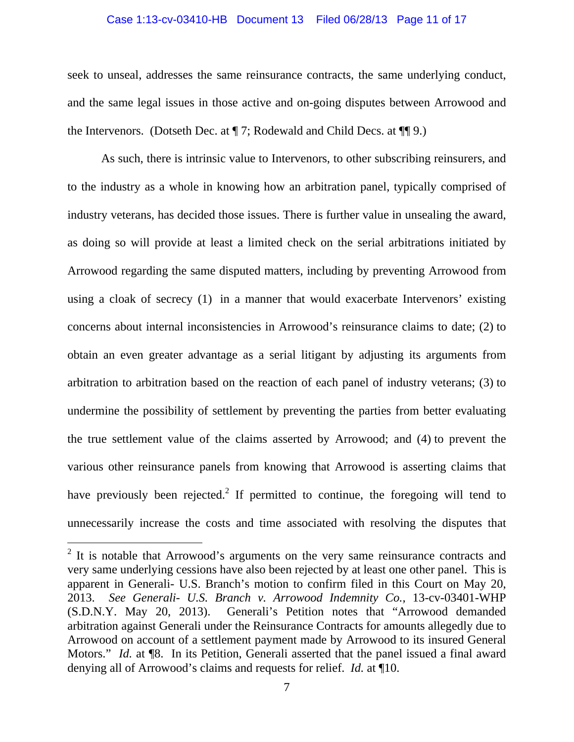seek to unseal, addresses the same reinsurance contracts, the same underlying conduct, and the same legal issues in those active and on-going disputes between Arrowood and the Intervenors. (Dotseth Dec. at ¶ 7; Rodewald and Child Decs. at ¶¶ 9.)

As such, there is intrinsic value to Intervenors, to other subscribing reinsurers, and to the industry as a whole in knowing how an arbitration panel, typically comprised of industry veterans, has decided those issues. There is further value in unsealing the award, as doing so will provide at least a limited check on the serial arbitrations initiated by Arrowood regarding the same disputed matters, including by preventing Arrowood from using a cloak of secrecy (1) in a manner that would exacerbate Intervenors' existing concerns about internal inconsistencies in Arrowood's reinsurance claims to date; (2) to obtain an even greater advantage as a serial litigant by adjusting its arguments from arbitration to arbitration based on the reaction of each panel of industry veterans; (3) to undermine the possibility of settlement by preventing the parties from better evaluating the true settlement value of the claims asserted by Arrowood; and (4) to prevent the various other reinsurance panels from knowing that Arrowood is asserting claims that have previously been rejected.[2] If permitted to continue, the foregoing will tend to unnecessarily increase the costs and time associated with resolving the disputes that

---

[2] It is notable that Arrowood's arguments on the very same reinsurance contracts and very same underlying cessions have also been rejected by at least one other panel. This is apparent in Generali- U.S. Branch's motion to confirm filed in this Court on May 20, 2013. *See Generali- U.S. Branch v. Arrowood Indemnity Co.*, 13-cv-03401-WHP (S.D.N.Y. May 20, 2013). Generali's Petition notes that "Arrowood demanded arbitration against Generali under the Reinsurance Contracts for amounts allegedly due to Arrowood on account of a settlement payment made by Arrowood to its insured General Motors." *Id.* at ¶8. In its Petition, Generali asserted that the panel issued a final award denying all of Arrowood's claims and requests for relief. *Id.* at ¶10.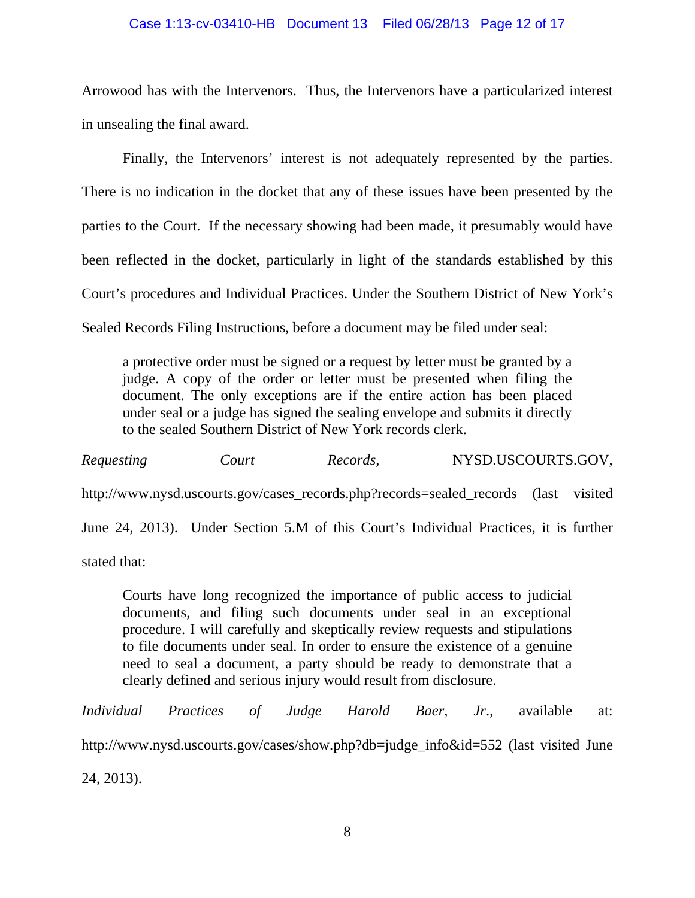Arrowood has with the Intervenors. Thus, the Intervenors have a particularized interest in unsealing the final award.

Finally, the Intervenors' interest is not adequately represented by the parties. There is no indication in the docket that any of these issues have been presented by the parties to the Court. If the necessary showing had been made, it presumably would have been reflected in the docket, particularly in light of the standards established by this Court's procedures and Individual Practices. Under the Southern District of New York's Sealed Records Filing Instructions, before a document may be filed under seal:

> a protective order must be signed or a request by letter must be granted by a judge. A copy of the order or letter must be presented when filing the document. The only exceptions are if the entire action has been placed under seal or a judge has signed the sealing envelope and submits it directly to the sealed Southern District of New York records clerk.

*Requesting Court Records,* NYSD.USCOURTS.GOV, http://www.nysd.uscourts.gov/cases_records.php?records=sealed_records (last visited June 24, 2013). Under Section 5.M of this Court's Individual Practices, it is further stated that:

> Courts have long recognized the importance of public access to judicial documents, and filing such documents under seal in an exceptional procedure. I will carefully and skeptically review requests and stipulations to file documents under seal. In order to ensure the existence of a genuine need to seal a document, a party should be ready to demonstrate that a clearly defined and serious injury would result from disclosure.

*Individual Practices of Judge Harold Baer, Jr.*, available at: http://www.nysd.uscourts.gov/cases/show.php?db=judge_info&id=552 (last visited June 24, 2013).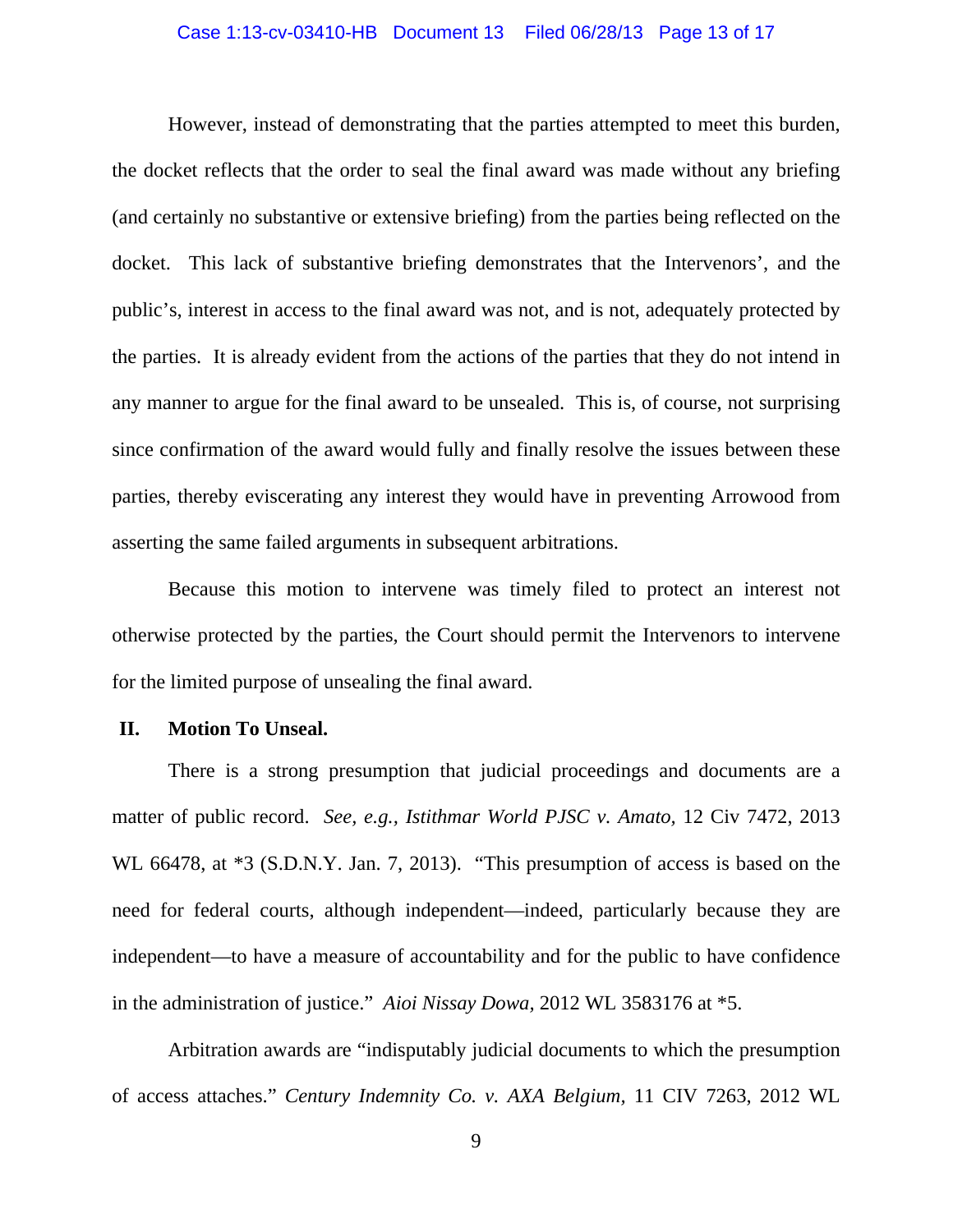However, instead of demonstrating that the parties attempted to meet this burden, the docket reflects that the order to seal the final award was made without any briefing (and certainly no substantive or extensive briefing) from the parties being reflected on the docket. This lack of substantive briefing demonstrates that the Intervenors', and the public's, interest in access to the final award was not, and is not, adequately protected by the parties. It is already evident from the actions of the parties that they do not intend in any manner to argue for the final award to be unsealed. This is, of course, not surprising since confirmation of the award would fully and finally resolve the issues between these parties, thereby eviscerating any interest they would have in preventing Arrowood from asserting the same failed arguments in subsequent arbitrations.

Because this motion to intervene was timely filed to protect an interest not otherwise protected by the parties, the Court should permit the Intervenors to intervene for the limited purpose of unsealing the final award.

## II. Motion To Unseal.

There is a strong presumption that judicial proceedings and documents are a matter of public record. *See, e.g.*, *Istithmar World PJSC v. Amato*, 12 Civ 7472, 2013 WL 66478, at *3 (S.D.N.Y. Jan. 7, 2013). "This presumption of access is based on the need for federal courts, although independent—indeed, particularly because they are independent—to have a measure of accountability and for the public to have confidence in the administration of justice." *Aioi Nissay Dowa*, 2012 WL 3583176 at *5.

Arbitration awards are "indisputably judicial documents to which the presumption of access attaches." *Century Indemnity Co. v. AXA Belgium*, 11 CIV 7263, 2012 WL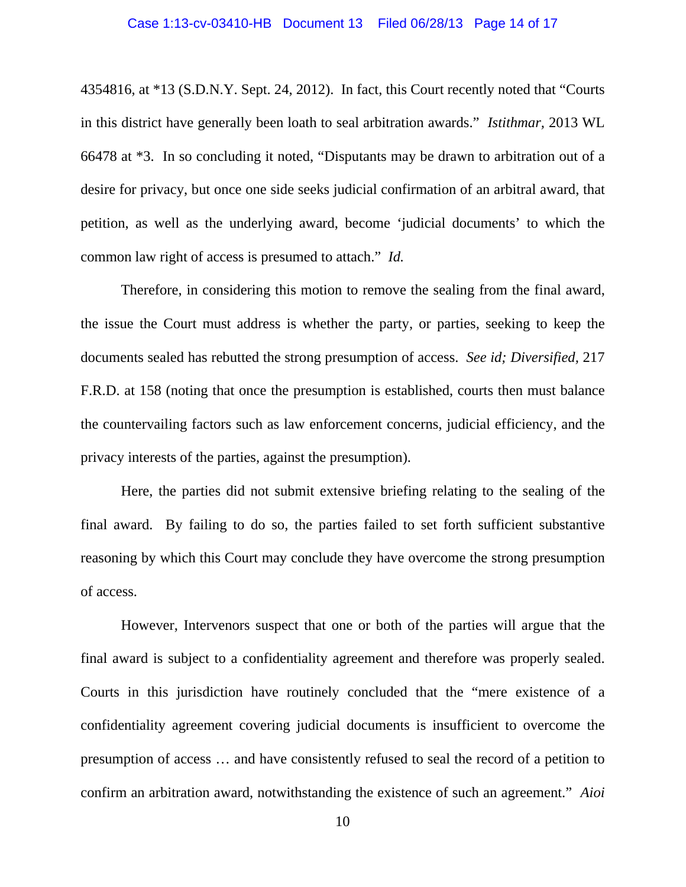4354816, at *13 (S.D.N.Y. Sept. 24, 2012). In fact, this Court recently noted that "Courts in this district have generally been loath to seal arbitration awards." *Istithmar,* 2013 WL 66478 at *3. In so concluding it noted, "Disputants may be drawn to arbitration out of a desire for privacy, but once one side seeks judicial confirmation of an arbitral award, that petition, as well as the underlying award, become 'judicial documents' to which the common law right of access is presumed to attach." *Id.*

Therefore, in considering this motion to remove the sealing from the final award, the issue the Court must address is whether the party, or parties, seeking to keep the documents sealed has rebutted the strong presumption of access. *See id; Diversified,* 217 F.R.D. at 158 (noting that once the presumption is established, courts then must balance the countervailing factors such as law enforcement concerns, judicial efficiency, and the privacy interests of the parties, against the presumption).

Here, the parties did not submit extensive briefing relating to the sealing of the final award. By failing to do so, the parties failed to set forth sufficient substantive reasoning by which this Court may conclude they have overcome the strong presumption of access.

However, Intervenors suspect that one or both of the parties will argue that the final award is subject to a confidentiality agreement and therefore was properly sealed. Courts in this jurisdiction have routinely concluded that the "mere existence of a confidentiality agreement covering judicial documents is insufficient to overcome the presumption of access … and have consistently refused to seal the record of a petition to confirm an arbitration award, notwithstanding the existence of such an agreement." *Aioi*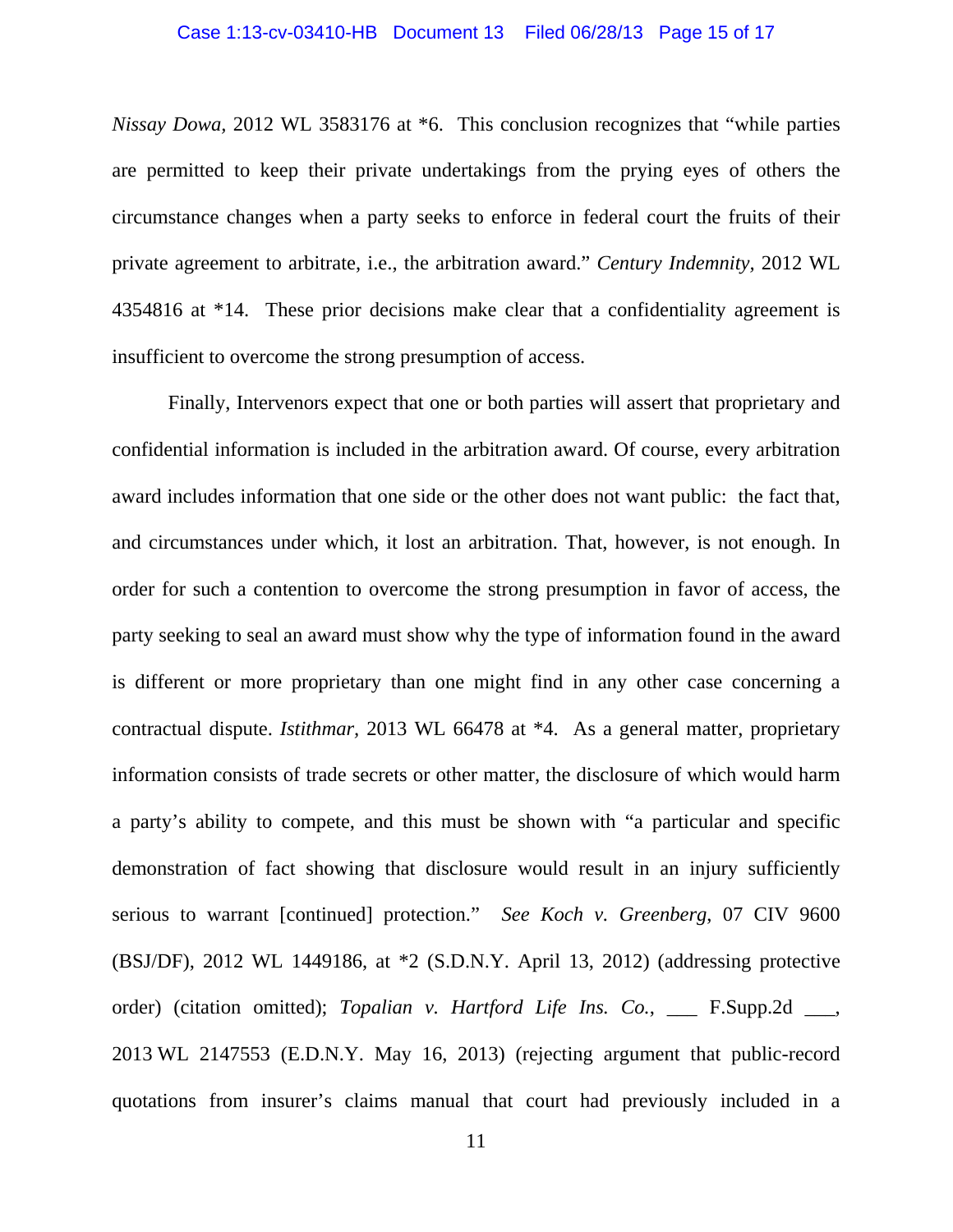*Nissay Dowa*, 2012 WL 3583176 at *6. This conclusion recognizes that "while parties are permitted to keep their private undertakings from the prying eyes of others the circumstance changes when a party seeks to enforce in federal court the fruits of their private agreement to arbitrate, i.e., the arbitration award." *Century Indemnity*, 2012 WL 4354816 at *14. These prior decisions make clear that a confidentiality agreement is insufficient to overcome the strong presumption of access.

Finally, Intervenors expect that one or both parties will assert that proprietary and confidential information is included in the arbitration award. Of course, every arbitration award includes information that one side or the other does not want public: the fact that, and circumstances under which, it lost an arbitration. That, however, is not enough. In order for such a contention to overcome the strong presumption in favor of access, the party seeking to seal an award must show why the type of information found in the award is different or more proprietary than one might find in any other case concerning a contractual dispute. *Istithmar*, 2013 WL 66478 at *4. As a general matter, proprietary information consists of trade secrets or other matter, the disclosure of which would harm a party's ability to compete, and this must be shown with "a particular and specific demonstration of fact showing that disclosure would result in an injury sufficiently serious to warrant [continued] protection." *See Koch v. Greenberg*, 07 CIV 9600 (BSJ/DF), 2012 WL 1449186, at *2 (S.D.N.Y. April 13, 2012) (addressing protective order) (citation omitted); *Topalian v. Hartford Life Ins. Co.*, ___ F.Supp.2d ___, 2013 WL 2147553 (E.D.N.Y. May 16, 2013) (rejecting argument that public-record quotations from insurer's claims manual that court had previously included in a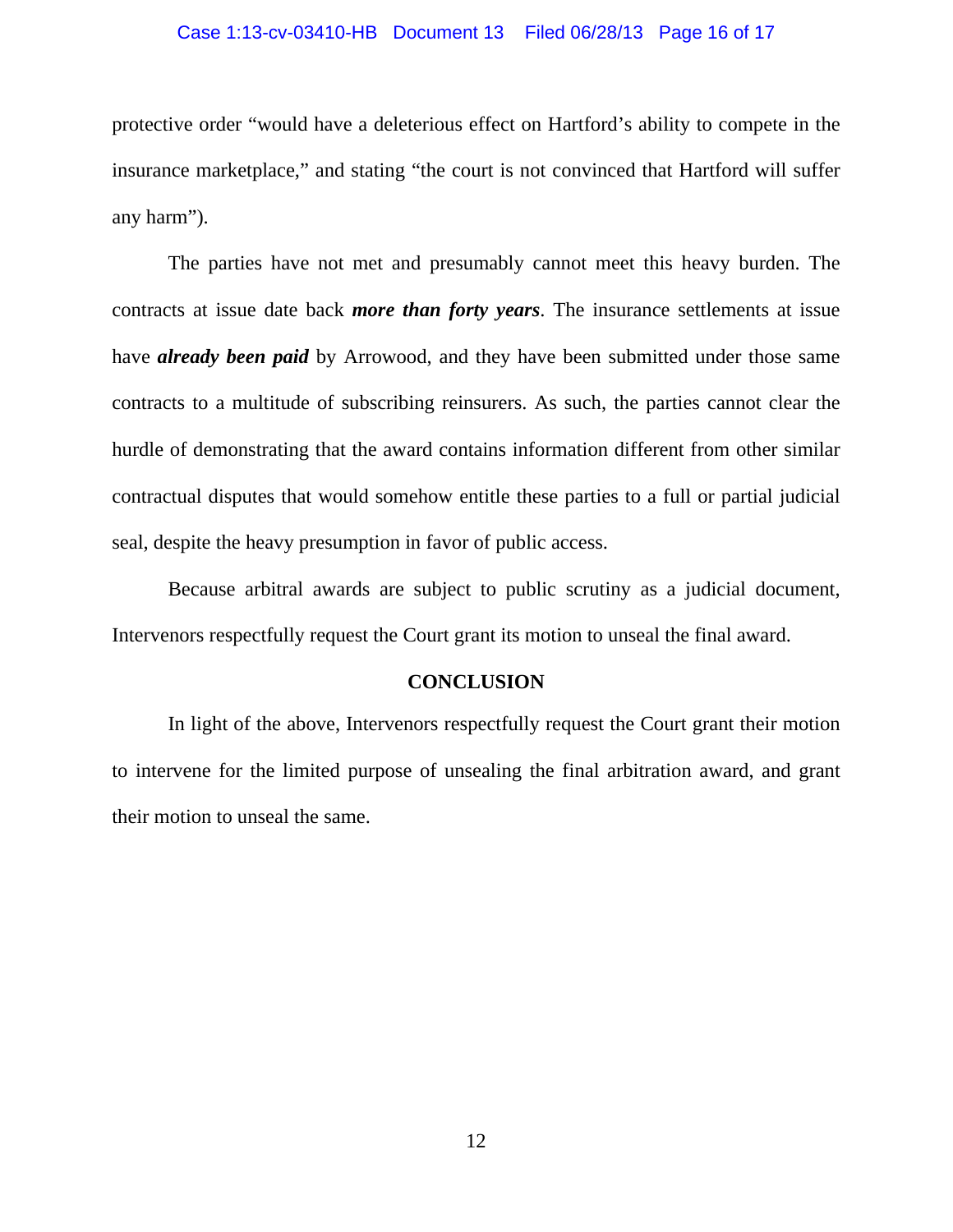protective order "would have a deleterious effect on Hartford's ability to compete in the insurance marketplace," and stating "the court is not convinced that Hartford will suffer any harm").

The parties have not met and presumably cannot meet this heavy burden. The contracts at issue date back ***more than forty years***. The insurance settlements at issue have ***already been paid*** by Arrowood, and they have been submitted under those same contracts to a multitude of subscribing reinsurers. As such, the parties cannot clear the hurdle of demonstrating that the award contains information different from other similar contractual disputes that would somehow entitle these parties to a full or partial judicial seal, despite the heavy presumption in favor of public access.

Because arbitral awards are subject to public scrutiny as a judicial document, Intervenors respectfully request the Court grant its motion to unseal the final award.

## CONCLUSION

In light of the above, Intervenors respectfully request the Court grant their motion to intervene for the limited purpose of unsealing the final arbitration award, and grant their motion to unseal the same.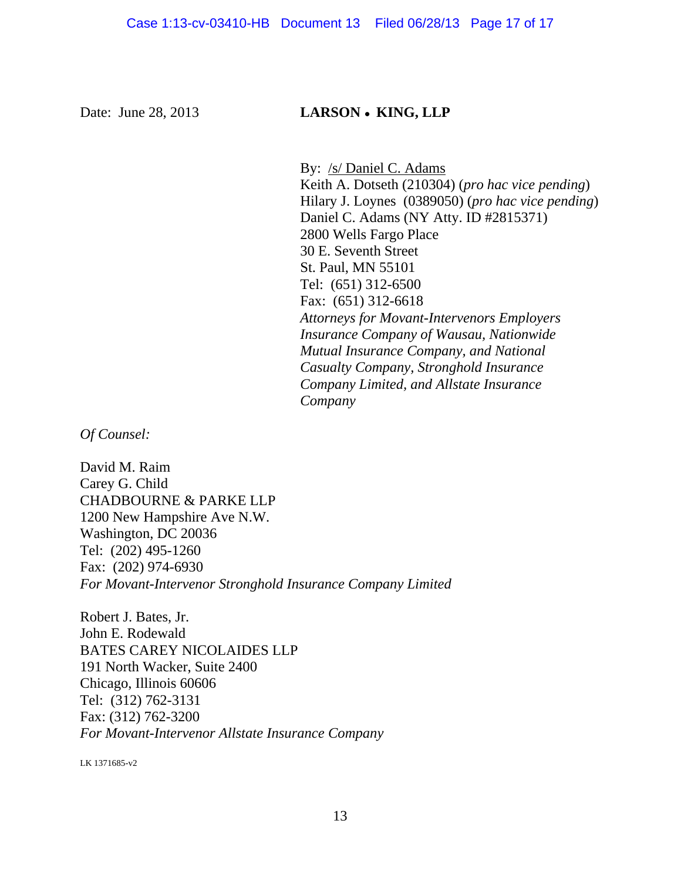Date: June 28, 2013

**LARSON • KING, LLP**

By: /s/ Daniel C. Adams
Keith A. Dotseth (210304) (*pro hac vice pending*)
Hilary J. Loynes (0389050) (*pro hac vice pending*)
Daniel C. Adams (NY Atty. ID #2815371)
2800 Wells Fargo Place
30 E. Seventh Street
St. Paul, MN 55101
Tel: (651) 312-6500
Fax: (651) 312-6618
*Attorneys for Movant-Intervenors Employers Insurance Company of Wausau, Nationwide Mutual Insurance Company, and National Casualty Company, Stronghold Insurance Company Limited, and Allstate Insurance Company*

*Of Counsel:*

David M. Raim
Carey G. Child
CHADBOURNE & PARKE LLP
1200 New Hampshire Ave N.W.
Washington, DC 20036
Tel: (202) 495-1260
Fax: (202) 974-6930
*For Movant-Intervenor Stronghold Insurance Company Limited*

Robert J. Bates, Jr.
John E. Rodewald
BATES CAREY NICOLAIDES LLP
191 North Wacker, Suite 2400
Chicago, Illinois 60606
Tel: (312) 762-3131
Fax: (312) 762-3200
*For Movant-Intervenor Allstate Insurance Company*

LK 1371685-v2